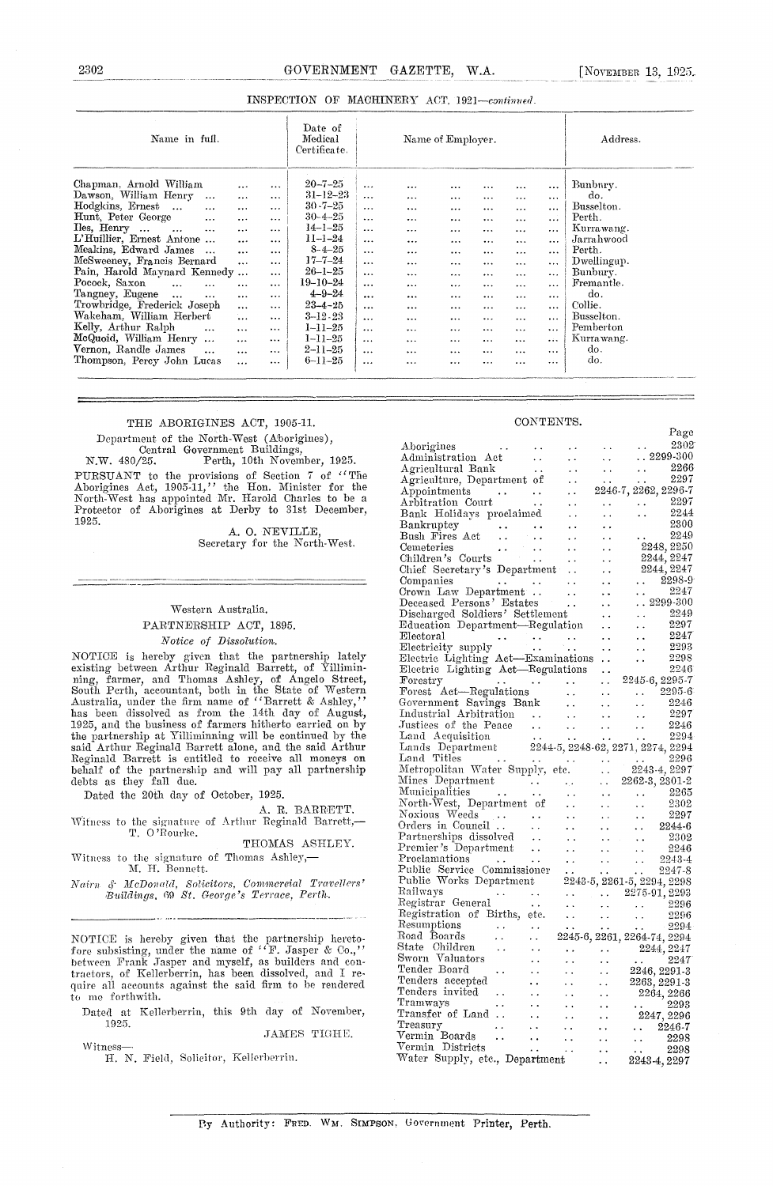INSPECTION OF MACHINERY ACT, 1921—*continued.*

| Name in full. | Date of Medical Certificate. | Name of Employer. | Address. |
|---|---|---|---|
| Chapman, Arnold William ... ... | 20-7-25 | ... ... ... ... ... ... | Bunbury. |
| Dawson, William Henry ... ... | 31-12-23 | ... ... ... ... ... ... | do. |
| Hodgkins, Ernest ... ... ... | 30-7-25 | ... ... ... ... ... ... | Busselton. |
| Hunt, Peter George ... ... | 30-4-25 | ... ... ... ... ... ... | Perth. |
| Iles, Henry ... ... ... ... | 14-1-25 | ... ... ... ... ... ... | Kurrawang. |
| L'Huillier, Ernest Antone ... ... | 11-1-24 | ... ... ... ... ... ... | Jarrahwood |
| Meakins, Edward James ... ... | 8-4-25 | ... ... ... ... ... ... | Perth. |
| McSweeney, Francis Bernard ... | 17-7-24 | ... ... ... ... ... ... | Dwellingup. |
| Pain, Harold Maynard Kennedy ... | 26-1-25 | ... ... ... ... ... ... | Bunbury. |
| Pocock, Saxon ... ... ... | 19-10-24 | ... ... ... ... ... ... | Fremantle. |
| Tangney, Eugene ... ... ... | 4-9-24 | ... ... ... ... ... ... | do. |
| Trowbridge, Frederick Joseph ... | 23-4-25 | ... ... ... ... ... ... | Collie. |
| Wakeham, William Herbert ... | 3-12-23 | ... ... ... ... ... ... | Busselton. |
| Kelly, Arthur Ralph ... ... | 1-11-25 | ... ... ... ... ... ... | Pemberton |
| McQuoid, William Henry ... ... | 1-11-25 | ... ... ... ... ... ... | Kurrawang. |
| Vernon, Randle James ... ... | 2-11-25 | ... ... ... ... ... ... | do. |
| Thompson, Percy John Lucas ... | 6-11-25 | ... ... ... ... ... ... | do. |

## THE ABORIGINES ACT, 1905-11.

Department of the North-West (Aborigines),
Central Government Buildings,
N.W. 480/25. Perth, 10th November, 1925.

PURSUANT to the provisions of Section 7 of "The Aborigines Act, 1905-11," the Hon. Minister for the North-West has appointed Mr. Harold Charles to be a Protector of Aborigines at Derby to 31st December, 1925.

A. O. NEVILLE,
Secretary for the North-West.

---

Western Australia.

## PARTNERSHIP ACT, 1895.

*Notice of Dissolution.*

NOTICE is hereby given that the partnership lately existing between Arthur Reginald Barrett, of Yilliminning, farmer, and Thomas Ashley, of Angelo Street, South Perth, accountant, both in the State of Western Australia, under the firm name of "Barrett & Ashley," has been dissolved as from the 14th day of August, 1925, and the business of farmers hitherto carried on by the partnership at Yilliminning will be continued by the said Arthur Reginald Barrett alone, and the said Arthur Reginald Barrett is entitled to receive all moneys on behalf of the partnership and will pay all partnership debts as they fall due.

Dated the 20th day of October, 1925.

A. R. BARRETT.

Witness to the signature of Arthur Reginald Barrett,—
T. O'Rourke.

THOMAS ASHLEY.

Witness to the signature of Thomas Ashley,—
M. H. Bennett.

*Nairn & McDonald, Solicitors, Commercial Travellers' Buildings, 69 St. George's Terrace, Perth.*

---

NOTICE is hereby given that the partnership heretofore subsisting, under the name of "F. Jasper & Co.," between Frank Jasper and myself, as builders and contractors, of Kellerberrin, has been dissolved, and I require all accounts against the said firm to be rendered to me forthwith.

Dated at Kellerberrin, this 9th day of November, 1925.

JAMES TIGHE.

Witness—
H. N. Field, Solicitor, Kellerberrin.

## CONTENTS.

| | Page |
|---|---|
| Aborigines | 2302 |
| Administration Act | 2299-300 |
| Agricultural Bank | 2266 |
| Agriculture, Department of | 2297 |
| Appointments | 2246-7, 2262, 2296-7 |
| Arbitration Court | 2297 |
| Bank Holidays proclaimed | 2244 |
| Bankruptcy | 2300 |
| Bush Fires Act | 2249 |
| Cemeteries | 2248, 2250 |
| Children's Courts | 2244, 2247 |
| Chief Secretary's Department | 2244, 2247 |
| Companies | 2298-9 |
| Crown Law Department | 2247 |
| Deceased Persons' Estates | 2299-300 |
| Discharged Soldiers' Settlement | 2249 |
| Education Department—Regulation | 2297 |
| Electoral | 2247 |
| Electricity supply | 2293 |
| Electric Lighting Act—Examinations | 2298 |
| Electric Lighting Act—Regulations | 2246 |
| Forestry | 2245-6, 2295-7 |
| Forest Act—Regulations | 2295-6 |
| Government Savings Bank | 2246 |
| Industrial Arbitration | 2297 |
| Justices of the Peace | 2246 |
| Land Acquisition | 2294 |
| Lands Department | 2244-5, 2248-62, 2271, 2274, 2294 |
| Land Titles | 2296 |
| Metropolitan Water Supply, etc. | 2243-4, 2297 |
| Mines Department | 2262-3, 2301-2 |
| Municipalities | 2265 |
| North-West, Department of | 2302 |
| Noxious Weeds | 2297 |
| Orders in Council | 2244-6 |
| Partnerships dissolved | 2302 |
| Premier's Department | 2246 |
| Proclamations | 2243-4 |
| Public Service Commissioner | 2247-8 |
| Public Works Department | 2243-5, 2261-5, 2294, 2298 |
| Railways | 2275-91, 2293 |
| Registrar General | 2296 |
| Registration of Births, etc. | 2296 |
| Resumptions | 2294 |
| Road Boards | 2245-6, 2261, 2264-74, 2294 |
| State Children | 2244, 2247 |
| Sworn Valuators | 2247 |
| Tender Board | 2246, 2291-3 |
| Tenders accepted | 2263, 2291-3 |
| Tenders invited | 2264, 2266 |
| Tramways | 2293 |
| Transfer of Land | 2247, 2296 |
| Treasury | 2246-7 |
| Vermin Boards | 2298 |
| Vermin Districts | 2298 |
| Water Supply, etc., Department | 2243-4, 2297 |

By Authority: FRED. WM. SIMPSON, Government Printer, Perth.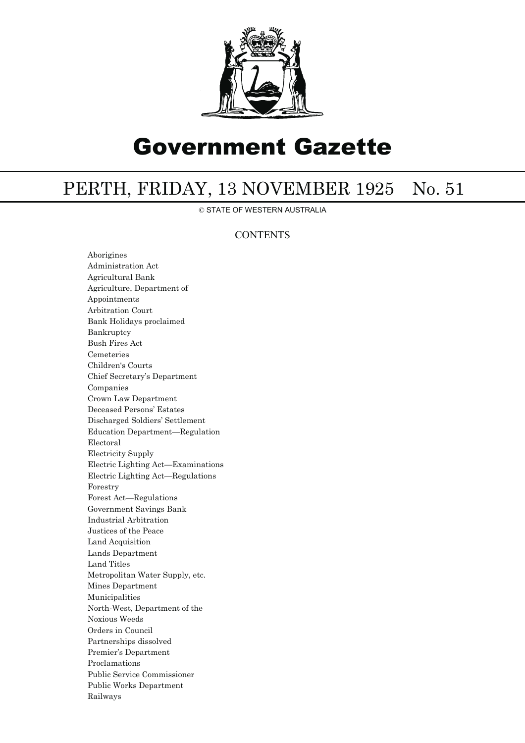# Government Gazette

## PERTH, FRIDAY, 13 NOVEMBER 1925 No. 51

© STATE OF WESTERN AUSTRALIA

### CONTENTS

Aborigines
Administration Act
Agricultural Bank
Agriculture, Department of
Appointments
Arbitration Court
Bank Holidays proclaimed
Bankruptcy
Bush Fires Act
Cemeteries
Children's Courts
Chief Secretary's Department
Companies
Crown Law Department
Deceased Persons' Estates
Discharged Soldiers' Settlement
Education Department—Regulation
Electoral
Electricity Supply
Electric Lighting Act—Examinations
Electric Lighting Act—Regulations
Forestry
Forest Act—Regulations
Government Savings Bank
Industrial Arbitration
Justices of the Peace
Land Acquisition
Lands Department
Land Titles
Metropolitan Water Supply, etc.
Mines Department
Municipalities
North-West, Department of the
Noxious Weeds
Orders in Council
Partnerships dissolved
Premier's Department
Proclamations
Public Service Commissioner
Public Works Department
Railways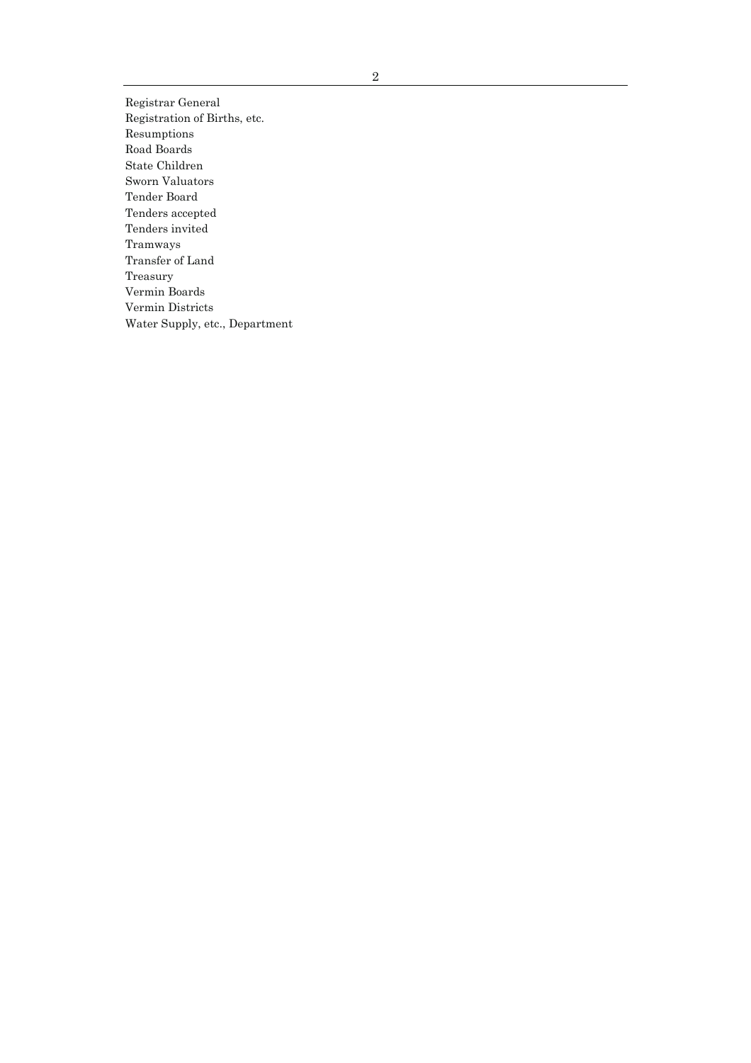Registrar General
Registration of Births, etc.
Resumptions
Road Boards
State Children
Sworn Valuators
Tender Board
Tenders accepted
Tenders invited
Tramways
Transfer of Land
Treasury
Vermin Boards
Vermin Districts
Water Supply, etc., Department